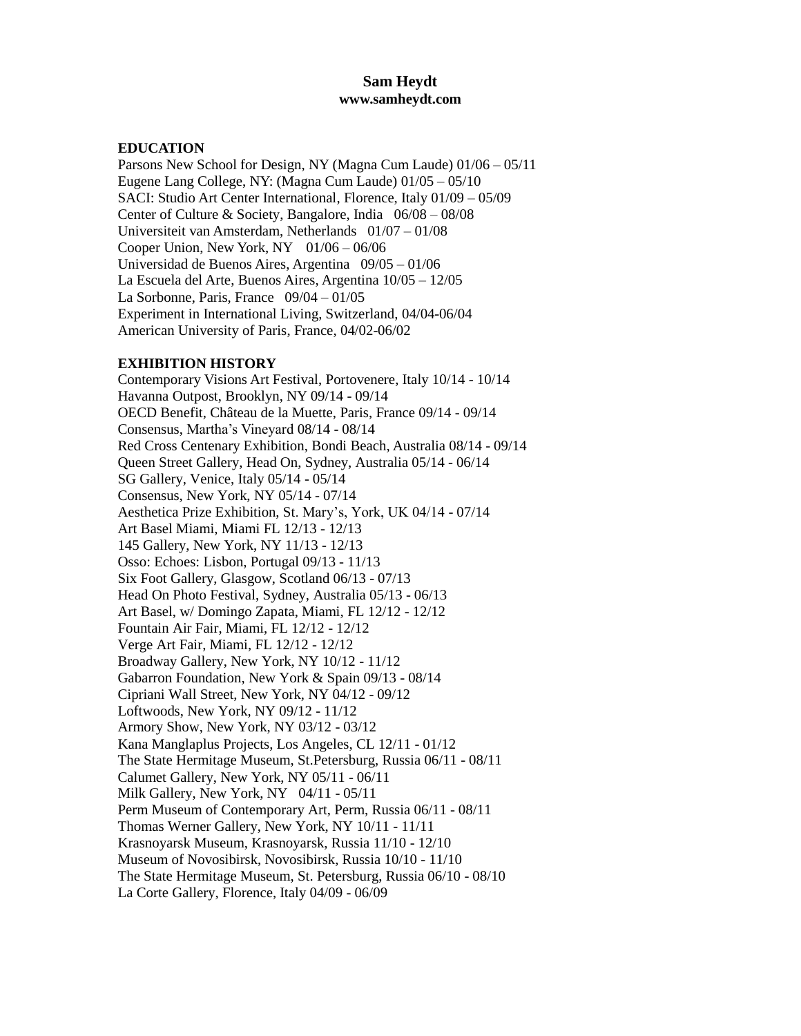# Sam Heydt

**www.samheydt.com**

## EDUCATION

Parsons New School for Design, NY (Magna Cum Laude) 01/06 – 05/11
Eugene Lang College, NY: (Magna Cum Laude) 01/05 – 05/10
SACI: Studio Art Center International, Florence, Italy 01/09 – 05/09
Center of Culture & Society, Bangalore, India 06/08 – 08/08
Universiteit van Amsterdam, Netherlands 01/07 – 01/08
Cooper Union, New York, NY 01/06 – 06/06
Universidad de Buenos Aires, Argentina 09/05 – 01/06
La Escuela del Arte, Buenos Aires, Argentina 10/05 – 12/05
La Sorbonne, Paris, France 09/04 – 01/05
Experiment in International Living, Switzerland, 04/04-06/04
American University of Paris, France, 04/02-06/02

## EXHIBITION HISTORY

Contemporary Visions Art Festival, Portovenere, Italy 10/14 - 10/14
Havanna Outpost, Brooklyn, NY 09/14 - 09/14
OECD Benefit, Château de la Muette, Paris, France 09/14 - 09/14
Consensus, Martha's Vineyard 08/14 - 08/14
Red Cross Centenary Exhibition, Bondi Beach, Australia 08/14 - 09/14
Queen Street Gallery, Head On, Sydney, Australia 05/14 - 06/14
SG Gallery, Venice, Italy 05/14 - 05/14
Consensus, New York, NY 05/14 - 07/14
Aesthetica Prize Exhibition, St. Mary's, York, UK 04/14 - 07/14
Art Basel Miami, Miami FL 12/13 - 12/13
145 Gallery, New York, NY 11/13 - 12/13
Osso: Echoes: Lisbon, Portugal 09/13 - 11/13
Six Foot Gallery, Glasgow, Scotland 06/13 - 07/13
Head On Photo Festival, Sydney, Australia 05/13 - 06/13
Art Basel, w/ Domingo Zapata, Miami, FL 12/12 - 12/12
Fountain Air Fair, Miami, FL 12/12 - 12/12
Verge Art Fair, Miami, FL 12/12 - 12/12
Broadway Gallery, New York, NY 10/12 - 11/12
Gabarron Foundation, New York & Spain 09/13 - 08/14
Cipriani Wall Street, New York, NY 04/12 - 09/12
Loftwoods, New York, NY 09/12 - 11/12
Armory Show, New York, NY 03/12 - 03/12
Kana Manglaplus Projects, Los Angeles, CL 12/11 - 01/12
The State Hermitage Museum, St.Petersburg, Russia 06/11 - 08/11
Calumet Gallery, New York, NY 05/11 - 06/11
Milk Gallery, New York, NY 04/11 - 05/11
Perm Museum of Contemporary Art, Perm, Russia 06/11 - 08/11
Thomas Werner Gallery, New York, NY 10/11 - 11/11
Krasnoyarsk Museum, Krasnoyarsk, Russia 11/10 - 12/10
Museum of Novosibirsk, Novosibirsk, Russia 10/10 - 11/10
The State Hermitage Museum, St. Petersburg, Russia 06/10 - 08/10
La Corte Gallery, Florence, Italy 04/09 - 06/09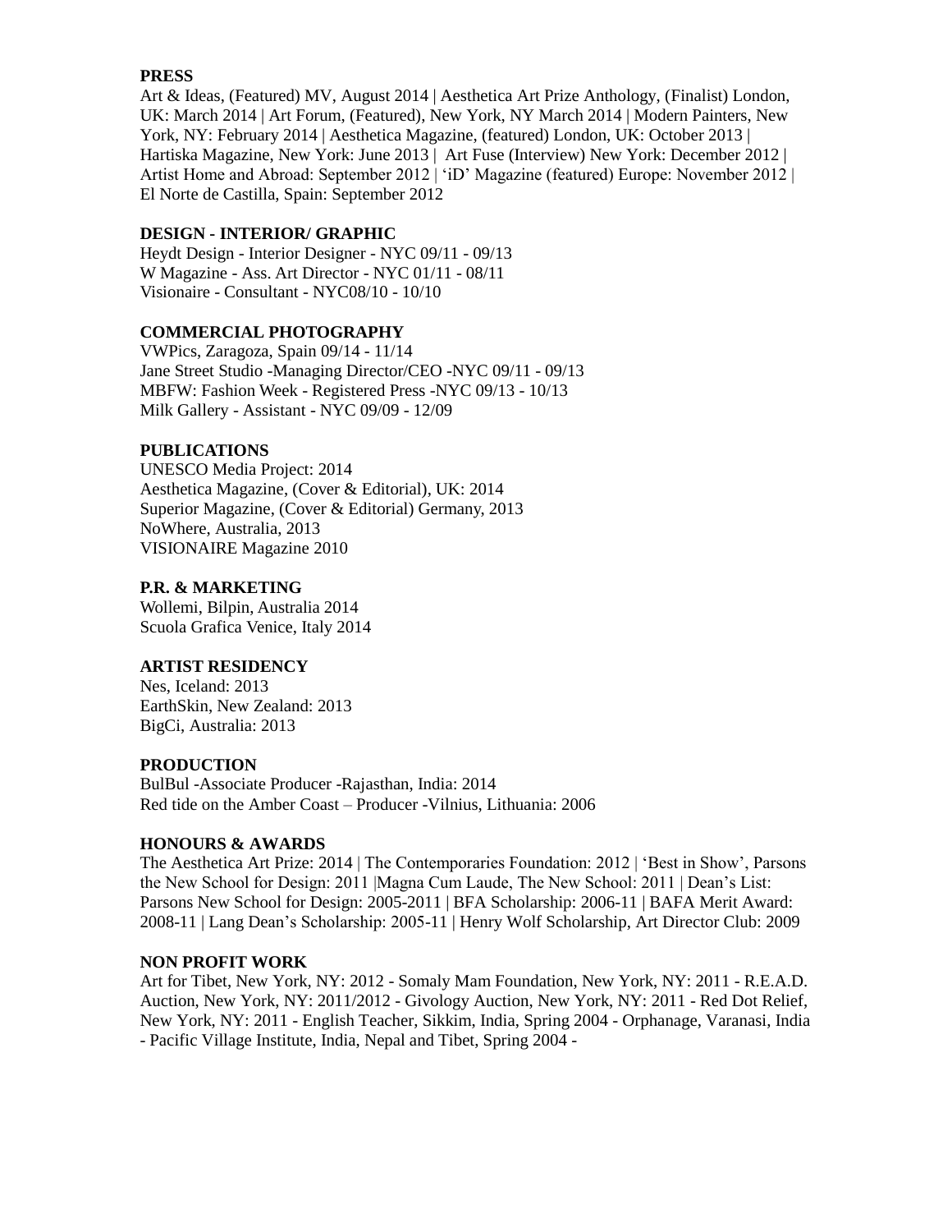**PRESS**

Art & Ideas, (Featured) MV, August 2014 | Aesthetica Art Prize Anthology, (Finalist) London, UK: March 2014 | Art Forum, (Featured), New York, NY March 2014 | Modern Painters, New York, NY: February 2014 | Aesthetica Magazine, (featured) London, UK: October 2013 | Hartiska Magazine, New York: June 2013 | Art Fuse (Interview) New York: December 2012 | Artist Home and Abroad: September 2012 | 'iD' Magazine (featured) Europe: November 2012 | El Norte de Castilla, Spain: September 2012

**DESIGN - INTERIOR/ GRAPHIC**

Heydt Design - Interior Designer - NYC 09/11 - 09/13
W Magazine - Ass. Art Director - NYC 01/11 - 08/11
Visionaire - Consultant - NYC08/10 - 10/10

**COMMERCIAL PHOTOGRAPHY**

VWPics, Zaragoza, Spain 09/14 - 11/14
Jane Street Studio -Managing Director/CEO -NYC 09/11 - 09/13
MBFW: Fashion Week - Registered Press -NYC 09/13 - 10/13
Milk Gallery - Assistant - NYC 09/09 - 12/09

**PUBLICATIONS**

UNESCO Media Project: 2014
Aesthetica Magazine, (Cover & Editorial), UK: 2014
Superior Magazine, (Cover & Editorial) Germany, 2013
NoWhere, Australia, 2013
VISIONAIRE Magazine 2010

**P.R. & MARKETING**

Wollemi, Bilpin, Australia 2014
Scuola Grafica Venice, Italy 2014

**ARTIST RESIDENCY**

Nes, Iceland: 2013
EarthSkin, New Zealand: 2013
BigCi, Australia: 2013

**PRODUCTION**

BulBul -Associate Producer -Rajasthan, India: 2014
Red tide on the Amber Coast – Producer -Vilnius, Lithuania: 2006

**HONOURS & AWARDS**

The Aesthetica Art Prize: 2014 | The Contemporaries Foundation: 2012 | 'Best in Show', Parsons the New School for Design: 2011 |Magna Cum Laude, The New School: 2011 | Dean's List: Parsons New School for Design: 2005-2011 | BFA Scholarship: 2006-11 | BAFA Merit Award: 2008-11 | Lang Dean's Scholarship: 2005-11 | Henry Wolf Scholarship, Art Director Club: 2009

**NON PROFIT WORK**

Art for Tibet, New York, NY: 2012 - Somaly Mam Foundation, New York, NY: 2011 - R.E.A.D. Auction, New York, NY: 2011/2012 - Givology Auction, New York, NY: 2011 - Red Dot Relief, New York, NY: 2011 - English Teacher, Sikkim, India, Spring 2004 - Orphanage, Varanasi, India - Pacific Village Institute, India, Nepal and Tibet, Spring 2004 -